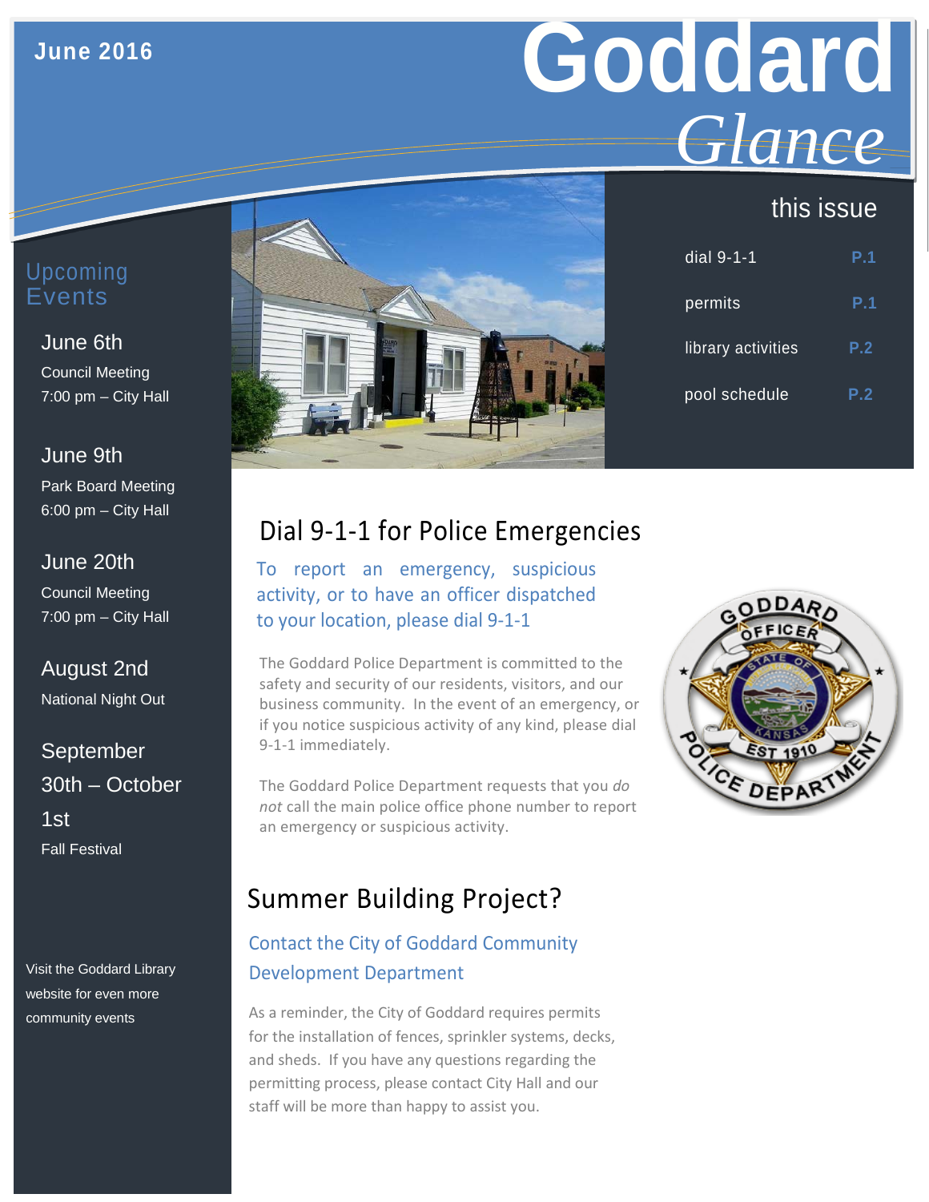June 2016

# Goddard *Glance*

## this issue

| | |
|---|---|
| dial 9-1-1 | P.1 |
| permits | P.1 |
| library activities | P.2 |
| pool schedule | P.2 |

## Upcoming Events

**June 6th**
Council Meeting
7:00 pm – City Hall

**June 9th**
Park Board Meeting
6:00 pm – City Hall

**June 20th**
Council Meeting
7:00 pm – City Hall

**August 2nd**
National Night Out

**September 30th – October 1st**
Fall Festival

Visit the Goddard Library website for even more community events

## Dial 9-1-1 for Police Emergencies

### To report an emergency, suspicious activity, or to have an officer dispatched to your location, please dial 9-1-1

The Goddard Police Department is committed to the safety and security of our residents, visitors, and our business community. In the event of an emergency, or if you notice suspicious activity of any kind, please dial 9-1-1 immediately.

The Goddard Police Department requests that you *do not* call the main police office phone number to report an emergency or suspicious activity.

## Summer Building Project?

### Contact the City of Goddard Community Development Department

As a reminder, the City of Goddard requires permits for the installation of fences, sprinkler systems, decks, and sheds. If you have any questions regarding the permitting process, please contact City Hall and our staff will be more than happy to assist you.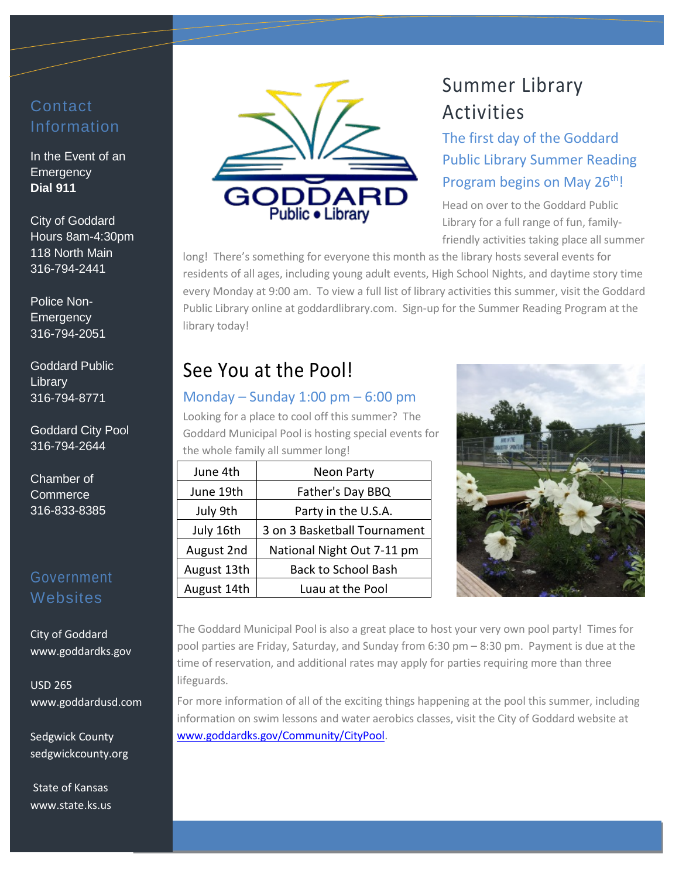## Contact Information

In the Event of an Emergency
**Dial 911**

City of Goddard
Hours 8am-4:30pm
118 North Main
316-794-2441

Police Non-Emergency
316-794-2051

Goddard Public Library
316-794-8771

Goddard City Pool
316-794-2644

Chamber of Commerce
316-833-8385

## Government Websites

City of Goddard
www.goddardks.gov

USD 265
www.goddardusd.com

Sedgwick County
sedgwickcounty.org

State of Kansas
www.state.ks.us

# Summer Library Activities

### The first day of the Goddard Public Library Summer Reading Program begins on May 26th!

Head on over to the Goddard Public Library for a full range of fun, family-friendly activities taking place all summer long! There's something for everyone this month as the library hosts several events for residents of all ages, including young adult events, High School Nights, and daytime story time every Monday at 9:00 am. To view a full list of library activities this summer, visit the Goddard Public Library online at goddardlibrary.com. Sign-up for the Summer Reading Program at the library today!

# See You at the Pool!

### Monday – Sunday 1:00 pm – 6:00 pm

Looking for a place to cool off this summer? The Goddard Municipal Pool is hosting special events for the whole family all summer long!

| | |
|---|---|
| June 4th | Neon Party |
| June 19th | Father's Day BBQ |
| July 9th | Party in the U.S.A. |
| July 16th | 3 on 3 Basketball Tournament |
| August 2nd | National Night Out 7-11 pm |
| August 13th | Back to School Bash |
| August 14th | Luau at the Pool |

The Goddard Municipal Pool is also a great place to host your very own pool party! Times for pool parties are Friday, Saturday, and Sunday from 6:30 pm – 8:30 pm. Payment is due at the time of reservation, and additional rates may apply for parties requiring more than three lifeguards.

For more information of all of the exciting things happening at the pool this summer, including information on swim lessons and water aerobics classes, visit the City of Goddard website at www.goddardks.gov/Community/CityPool.